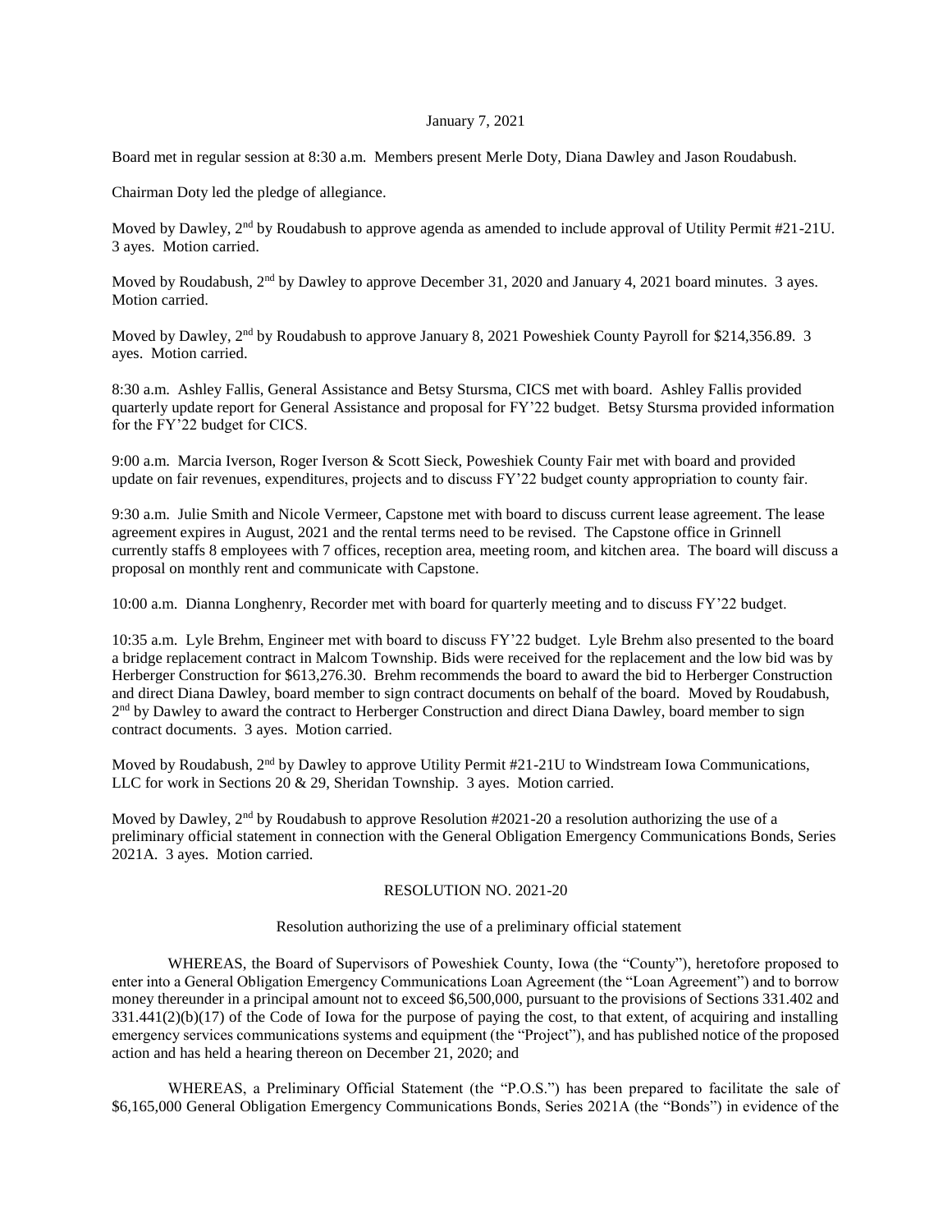January 7, 2021

Board met in regular session at 8:30 a.m. Members present Merle Doty, Diana Dawley and Jason Roudabush.

Chairman Doty led the pledge of allegiance.

Moved by Dawley, 2nd by Roudabush to approve agenda as amended to include approval of Utility Permit #21-21U. 3 ayes. Motion carried.

Moved by Roudabush, 2nd by Dawley to approve December 31, 2020 and January 4, 2021 board minutes. 3 ayes. Motion carried.

Moved by Dawley, 2nd by Roudabush to approve January 8, 2021 Poweshiek County Payroll for $214,356.89. 3 ayes. Motion carried.

8:30 a.m. Ashley Fallis, General Assistance and Betsy Stursma, CICS met with board. Ashley Fallis provided quarterly update report for General Assistance and proposal for FY'22 budget. Betsy Stursma provided information for the FY'22 budget for CICS.

9:00 a.m. Marcia Iverson, Roger Iverson & Scott Sieck, Poweshiek County Fair met with board and provided update on fair revenues, expenditures, projects and to discuss FY'22 budget county appropriation to county fair.

9:30 a.m. Julie Smith and Nicole Vermeer, Capstone met with board to discuss current lease agreement. The lease agreement expires in August, 2021 and the rental terms need to be revised. The Capstone office in Grinnell currently staffs 8 employees with 7 offices, reception area, meeting room, and kitchen area. The board will discuss a proposal on monthly rent and communicate with Capstone.

10:00 a.m. Dianna Longhenry, Recorder met with board for quarterly meeting and to discuss FY'22 budget.

10:35 a.m. Lyle Brehm, Engineer met with board to discuss FY'22 budget. Lyle Brehm also presented to the board a bridge replacement contract in Malcom Township. Bids were received for the replacement and the low bid was by Herberger Construction for $613,276.30. Brehm recommends the board to award the bid to Herberger Construction and direct Diana Dawley, board member to sign contract documents on behalf of the board. Moved by Roudabush, 2nd by Dawley to award the contract to Herberger Construction and direct Diana Dawley, board member to sign contract documents. 3 ayes. Motion carried.

Moved by Roudabush, 2nd by Dawley to approve Utility Permit #21-21U to Windstream Iowa Communications, LLC for work in Sections 20 & 29, Sheridan Township. 3 ayes. Motion carried.

Moved by Dawley, 2nd by Roudabush to approve Resolution #2021-20 a resolution authorizing the use of a preliminary official statement in connection with the General Obligation Emergency Communications Bonds, Series 2021A. 3 ayes. Motion carried.

## RESOLUTION NO. 2021-20

Resolution authorizing the use of a preliminary official statement

WHEREAS, the Board of Supervisors of Poweshiek County, Iowa (the "County"), heretofore proposed to enter into a General Obligation Emergency Communications Loan Agreement (the "Loan Agreement") and to borrow money thereunder in a principal amount not to exceed $6,500,000, pursuant to the provisions of Sections 331.402 and 331.441(2)(b)(17) of the Code of Iowa for the purpose of paying the cost, to that extent, of acquiring and installing emergency services communications systems and equipment (the "Project"), and has published notice of the proposed action and has held a hearing thereon on December 21, 2020; and

WHEREAS, a Preliminary Official Statement (the "P.O.S.") has been prepared to facilitate the sale of $6,165,000 General Obligation Emergency Communications Bonds, Series 2021A (the "Bonds") in evidence of the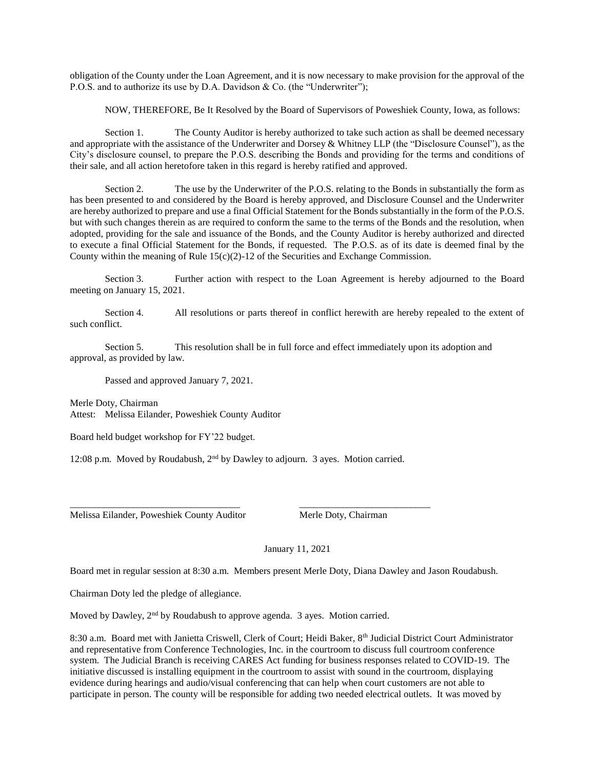obligation of the County under the Loan Agreement, and it is now necessary to make provision for the approval of the P.O.S. and to authorize its use by D.A. Davidson & Co. (the "Underwriter");

NOW, THEREFORE, Be It Resolved by the Board of Supervisors of Poweshiek County, Iowa, as follows:

Section 1. The County Auditor is hereby authorized to take such action as shall be deemed necessary and appropriate with the assistance of the Underwriter and Dorsey & Whitney LLP (the "Disclosure Counsel"), as the City's disclosure counsel, to prepare the P.O.S. describing the Bonds and providing for the terms and conditions of their sale, and all action heretofore taken in this regard is hereby ratified and approved.

Section 2. The use by the Underwriter of the P.O.S. relating to the Bonds in substantially the form as has been presented to and considered by the Board is hereby approved, and Disclosure Counsel and the Underwriter are hereby authorized to prepare and use a final Official Statement for the Bonds substantially in the form of the P.O.S. but with such changes therein as are required to conform the same to the terms of the Bonds and the resolution, when adopted, providing for the sale and issuance of the Bonds, and the County Auditor is hereby authorized and directed to execute a final Official Statement for the Bonds, if requested. The P.O.S. as of its date is deemed final by the County within the meaning of Rule 15(c)(2)-12 of the Securities and Exchange Commission.

Section 3. Further action with respect to the Loan Agreement is hereby adjourned to the Board meeting on January 15, 2021.

Section 4. All resolutions or parts thereof in conflict herewith are hereby repealed to the extent of such conflict.

Section 5. This resolution shall be in full force and effect immediately upon its adoption and approval, as provided by law.

Passed and approved January 7, 2021.

Merle Doty, Chairman
Attest: Melissa Eilander, Poweshiek County Auditor

Board held budget workshop for FY'22 budget.

12:08 p.m. Moved by Roudabush, 2nd by Dawley to adjourn. 3 ayes. Motion carried.

\_\_\_\_\_\_\_\_\_\_\_\_\_\_\_\_\_\_\_\_\_\_\_\_\_\_\_\_\_\_\_\_\_\_\_ \_\_\_\_\_\_\_\_\_\_\_\_\_\_\_\_\_\_\_\_\_\_\_\_\_\_\_

Melissa Eilander, Poweshiek County Auditor Merle Doty, Chairman

January 11, 2021

Board met in regular session at 8:30 a.m. Members present Merle Doty, Diana Dawley and Jason Roudabush.

Chairman Doty led the pledge of allegiance.

Moved by Dawley, 2nd by Roudabush to approve agenda. 3 ayes. Motion carried.

8:30 a.m. Board met with Janietta Criswell, Clerk of Court; Heidi Baker, 8th Judicial District Court Administrator and representative from Conference Technologies, Inc. in the courtroom to discuss full courtroom conference system. The Judicial Branch is receiving CARES Act funding for business responses related to COVID-19. The initiative discussed is installing equipment in the courtroom to assist with sound in the courtroom, displaying evidence during hearings and audio/visual conferencing that can help when court customers are not able to participate in person. The county will be responsible for adding two needed electrical outlets. It was moved by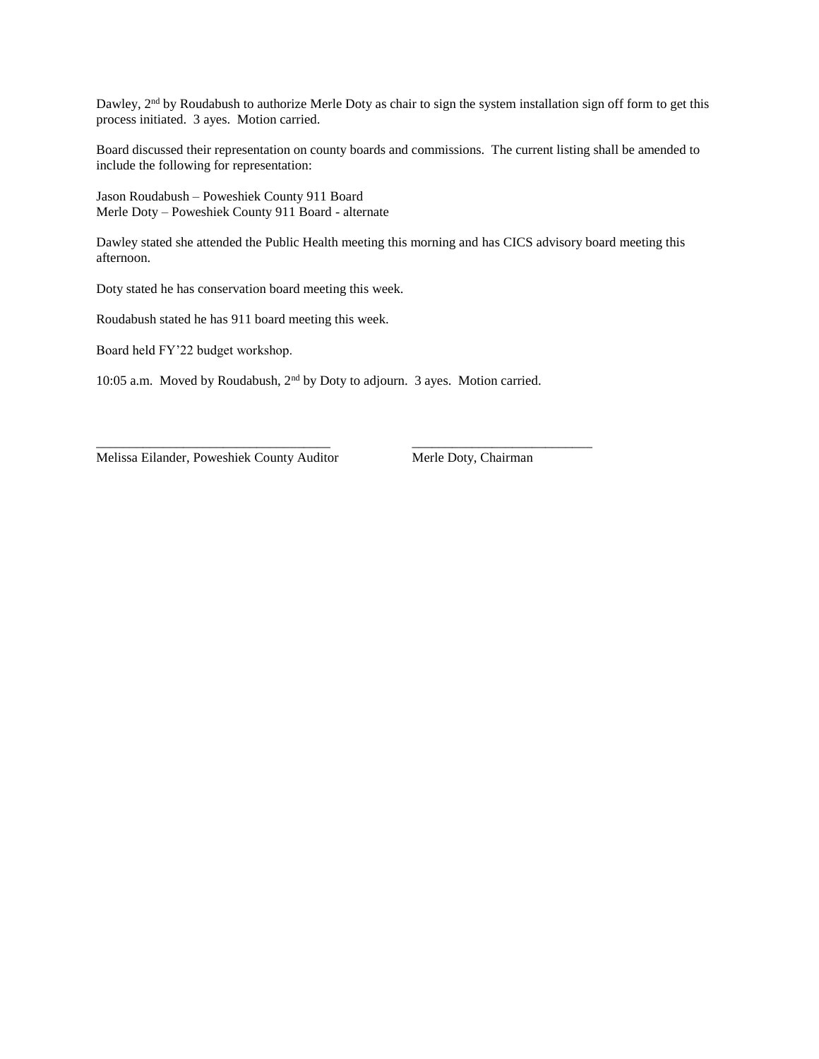Dawley, 2nd by Roudabush to authorize Merle Doty as chair to sign the system installation sign off form to get this process initiated. 3 ayes. Motion carried.

Board discussed their representation on county boards and commissions. The current listing shall be amended to include the following for representation:

Jason Roudabush – Poweshiek County 911 Board
Merle Doty – Poweshiek County 911 Board - alternate

Dawley stated she attended the Public Health meeting this morning and has CICS advisory board meeting this afternoon.

Doty stated he has conservation board meeting this week.

Roudabush stated he has 911 board meeting this week.

Board held FY'22 budget workshop.

10:05 a.m. Moved by Roudabush, 2nd by Doty to adjourn. 3 ayes. Motion carried.

___________________________________ ___________________________
Melissa Eilander, Poweshiek County Auditor Merle Doty, Chairman